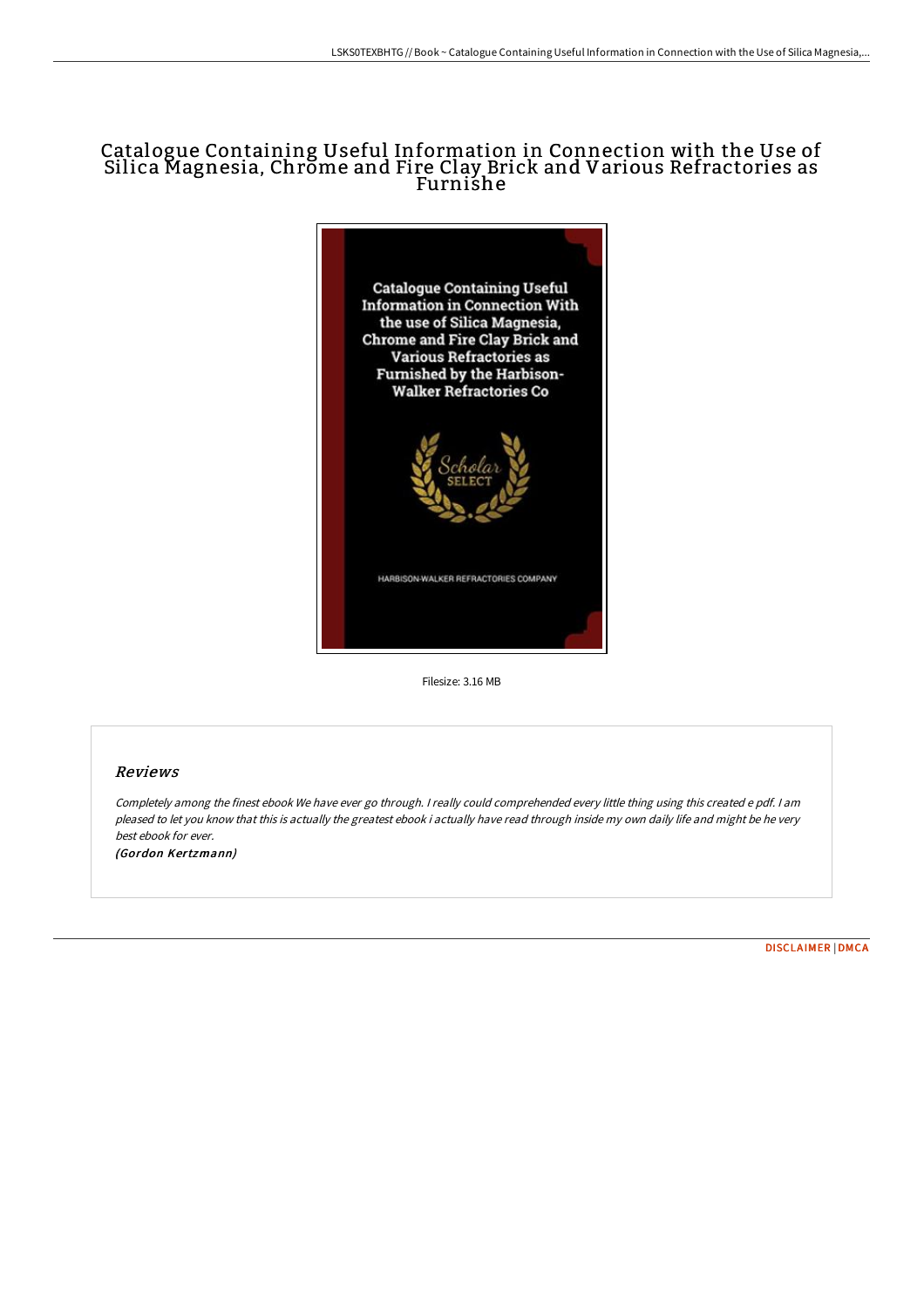# Catalogue Containing Useful Information in Connection with the Use of Silica Magnesia, Chrome and Fire Clay Brick and Various Refractories as Furnishe

Filesize: 3.16 MB

## Reviews

*Completely among the finest ebook We have ever go through. I really could comprehended every little thing using this created e pdf. I am pleased to let you know that this is actually the greatest ebook i actually have read through inside my own daily life and might be he very best ebook for ever.*

*(Gordon Kertzmann)*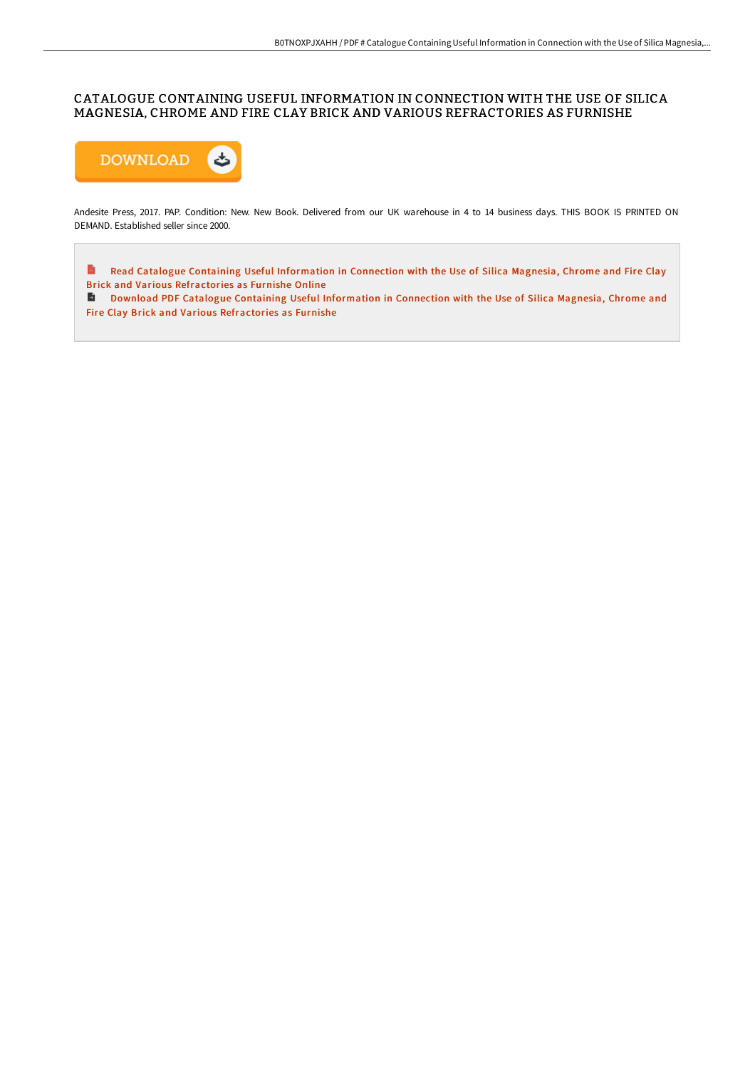# CATALOGUE CONTAINING USEFUL INFORMATION IN CONNECTION WITH THE USE OF SILICA MAGNESIA, CHROME AND FIRE CLAY BRICK AND VARIOUS REFRACTORIES AS FURNISHE

DOWNLOAD

Andesite Press, 2017. PAP. Condition: New. New Book. Delivered from our UK warehouse in 4 to 14 business days. THIS BOOK IS PRINTED ON DEMAND. Established seller since 2000.

Read Catalogue Containing Useful Information in Connection with the Use of Silica Magnesia, Chrome and Fire Clay Brick and Various Refractories as Furnishe Online

Download PDF Catalogue Containing Useful Information in Connection with the Use of Silica Magnesia, Chrome and Fire Clay Brick and Various Refractories as Furnishe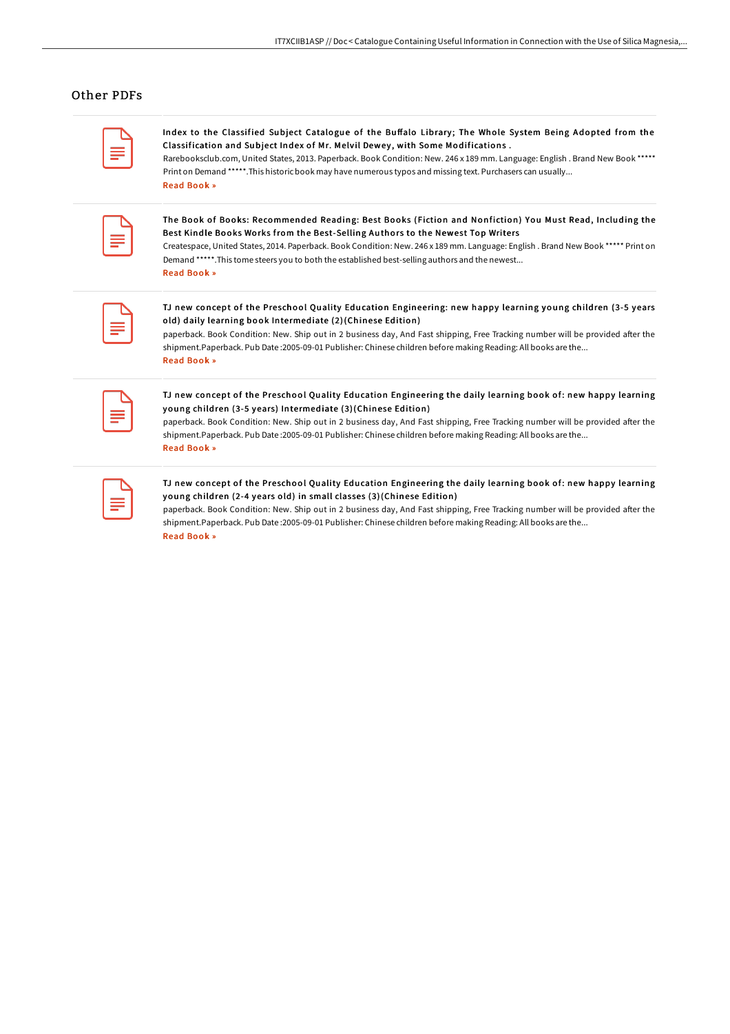## Other PDFs

**Index to the Classified Subject Catalogue of the Buffalo Library; The Whole System Being Adopted from the Classification and Subject Index of Mr. Melvil Dewey, with Some Modifications .**

Rarebooksclub.com, United States, 2013. Paperback. Book Condition: New. 246 x 189 mm. Language: English . Brand New Book ***** Print on Demand *****.This historic book may have numerous typos and missing text. Purchasers can usually...

Read Book »

**The Book of Books: Recommended Reading: Best Books (Fiction and Nonfiction) You Must Read, Including the Best Kindle Books Works from the Best-Selling Authors to the Newest Top Writers**

Createspace, United States, 2014. Paperback. Book Condition: New. 246 x 189 mm. Language: English . Brand New Book ***** Print on Demand *****.This tome steers you to both the established best-selling authors and the newest...

Read Book »

**TJ new concept of the Preschool Quality Education Engineering: new happy learning young children (3-5 years old) daily learning book Intermediate (2)(Chinese Edition)**

paperback. Book Condition: New. Ship out in 2 business day, And Fast shipping, Free Tracking number will be provided after the shipment.Paperback. Pub Date :2005-09-01 Publisher: Chinese children before making Reading: All books are the...

Read Book »

**TJ new concept of the Preschool Quality Education Engineering the daily learning book of: new happy learning young children (3-5 years) Intermediate (3)(Chinese Edition)**

paperback. Book Condition: New. Ship out in 2 business day, And Fast shipping, Free Tracking number will be provided after the shipment.Paperback. Pub Date :2005-09-01 Publisher: Chinese children before making Reading: All books are the...

Read Book »

**TJ new concept of the Preschool Quality Education Engineering the daily learning book of: new happy learning young children (2-4 years old) in small classes (3)(Chinese Edition)**

paperback. Book Condition: New. Ship out in 2 business day, And Fast shipping, Free Tracking number will be provided after the shipment.Paperback. Pub Date :2005-09-01 Publisher: Chinese children before making Reading: All books are the...

Read Book »